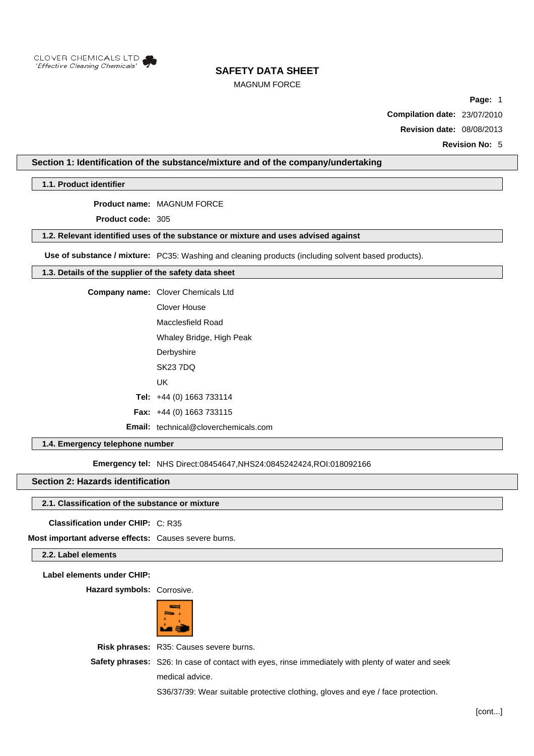CLOVER CHEMICALS LTD
*'Effective Cleaning Chemicals'*

# SAFETY DATA SHEET

MAGNUM FORCE

**Compilation date:** 23/07/2010

**Revision date:** 08/08/2013

**Revision No:** 5

## Section 1: Identification of the substance/mixture and of the company/undertaking

### 1.1. Product identifier

**Product name:** MAGNUM FORCE

**Product code:** 305

### 1.2. Relevant identified uses of the substance or mixture and uses advised against

**Use of substance / mixture:** PC35: Washing and cleaning products (including solvent based products).

### 1.3. Details of the supplier of the safety data sheet

**Company name:** Clover Chemicals Ltd
Clover House
Macclesfield Road
Whaley Bridge, High Peak
Derbyshire
SK23 7DQ
UK

**Tel:** +44 (0) 1663 733114

**Fax:** +44 (0) 1663 733115

**Email:** technical@cloverchemicals.com

### 1.4. Emergency telephone number

**Emergency tel:** NHS Direct:08454647,NHS24:0845242424,ROI:018092166

## Section 2: Hazards identification

### 2.1. Classification of the substance or mixture

**Classification under CHIP:** C: R35

**Most important adverse effects:** Causes severe burns.

### 2.2. Label elements

**Label elements under CHIP:**

**Hazard symbols:** Corrosive.

**Risk phrases:** R35: Causes severe burns.

**Safety phrases:** S26: In case of contact with eyes, rinse immediately with plenty of water and seek medical advice.

S36/37/39: Wear suitable protective clothing, gloves and eye / face protection.

[cont...]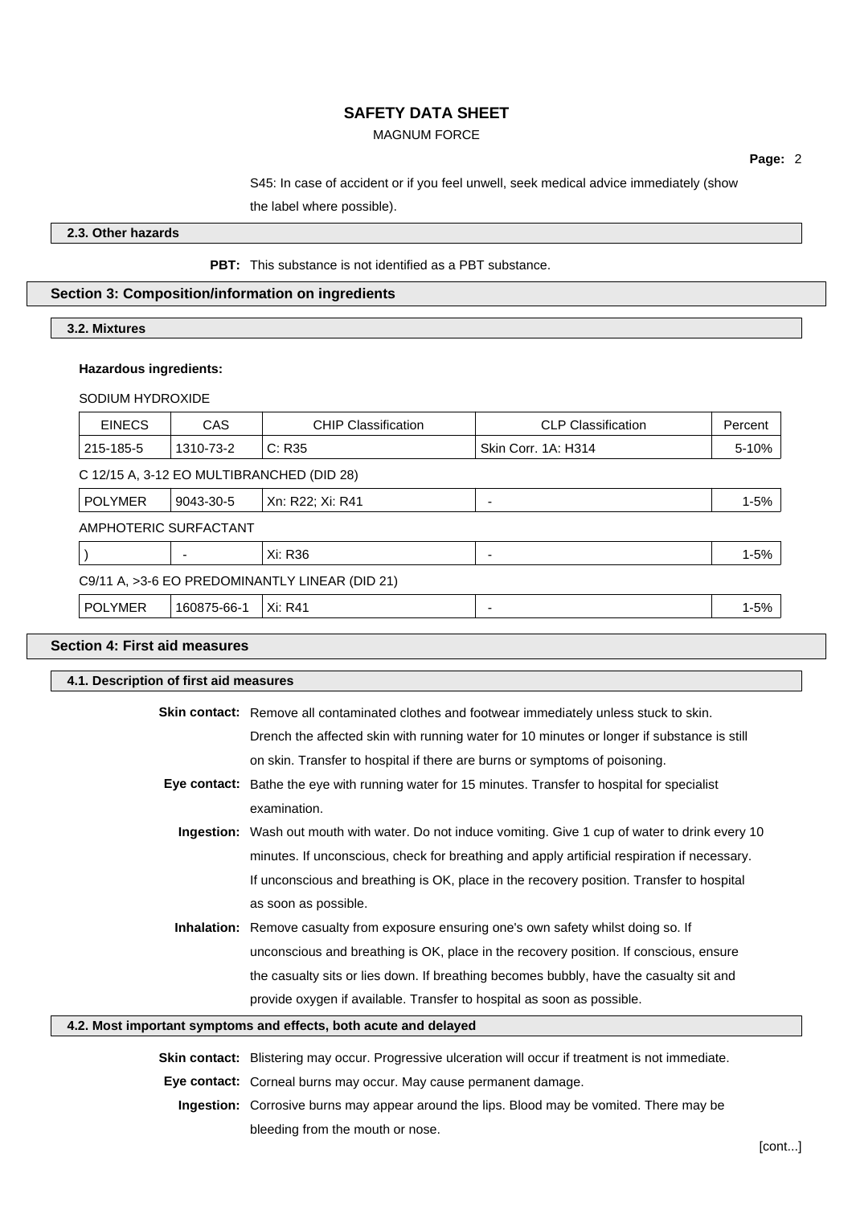S45: In case of accident or if you feel unwell, seek medical advice immediately (show the label where possible).

### 2.3. Other hazards

**PBT:** This substance is not identified as a PBT substance.

## Section 3: Composition/information on ingredients

### 3.2. Mixtures

**Hazardous ingredients:**

SODIUM HYDROXIDE

| EINECS | CAS | CHIP Classification | CLP Classification | Percent |
|---|---|---|---|---|
| 215-185-5 | 1310-73-2 | C: R35 | Skin Corr. 1A: H314 | 5-10% |

C 12/15 A, 3-12 EO MULTIBRANCHED (DID 28)

| EINECS | CAS | CHIP Classification | CLP Classification | Percent |
|---|---|---|---|---|
| POLYMER | 9043-30-5 | Xn: R22; Xi: R41 | - | 1-5% |

AMPHOTERIC SURFACTANT

| EINECS | CAS | CHIP Classification | CLP Classification | Percent |
|---|---|---|---|---|
| ) | - | Xi: R36 | - | 1-5% |

C9/11 A, >3-6 EO PREDOMINANTLY LINEAR (DID 21)

| EINECS | CAS | CHIP Classification | CLP Classification | Percent |
|---|---|---|---|---|
| POLYMER | 160875-66-1 | Xi: R41 | - | 1-5% |

## Section 4: First aid measures

### 4.1. Description of first aid measures

**Skin contact:** Remove all contaminated clothes and footwear immediately unless stuck to skin. Drench the affected skin with running water for 10 minutes or longer if substance is still on skin. Transfer to hospital if there are burns or symptoms of poisoning.

**Eye contact:** Bathe the eye with running water for 15 minutes. Transfer to hospital for specialist examination.

**Ingestion:** Wash out mouth with water. Do not induce vomiting. Give 1 cup of water to drink every 10 minutes. If unconscious, check for breathing and apply artificial respiration if necessary. If unconscious and breathing is OK, place in the recovery position. Transfer to hospital as soon as possible.

**Inhalation:** Remove casualty from exposure ensuring one's own safety whilst doing so. If unconscious and breathing is OK, place in the recovery position. If conscious, ensure the casualty sits or lies down. If breathing becomes bubbly, have the casualty sit and provide oxygen if available. Transfer to hospital as soon as possible.

### 4.2. Most important symptoms and effects, both acute and delayed

**Skin contact:** Blistering may occur. Progressive ulceration will occur if treatment is not immediate.

**Eye contact:** Corneal burns may occur. May cause permanent damage.

**Ingestion:** Corrosive burns may appear around the lips. Blood may be vomited. There may be bleeding from the mouth or nose.

[cont...]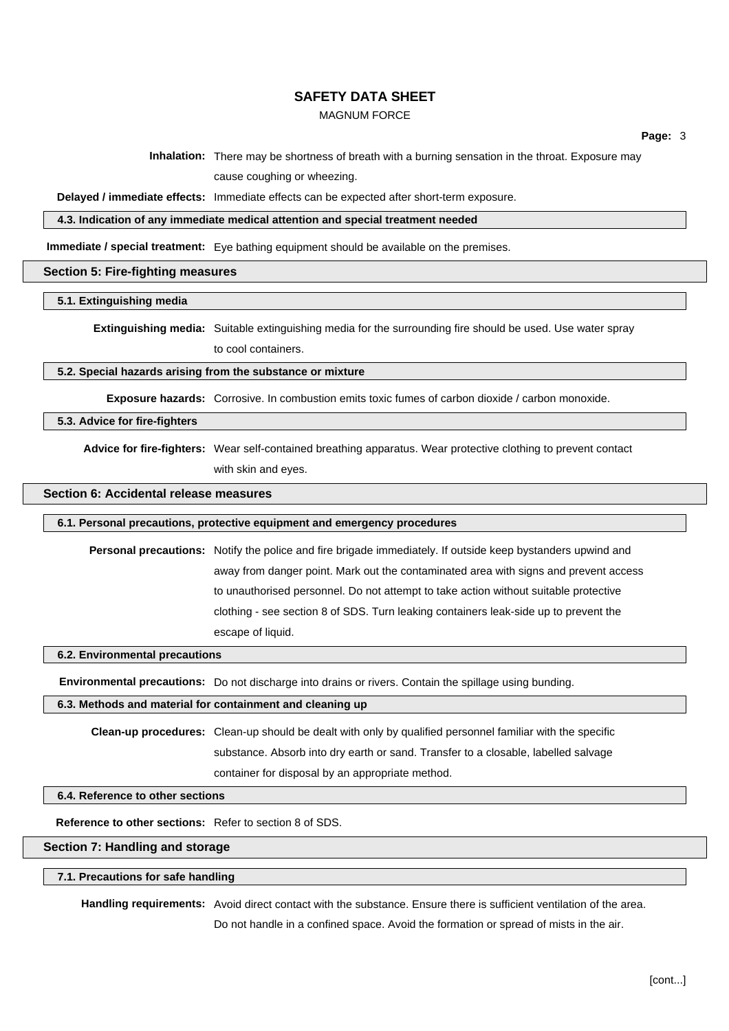**Inhalation:** There may be shortness of breath with a burning sensation in the throat. Exposure may cause coughing or wheezing.

**Delayed / immediate effects:** Immediate effects can be expected after short-term exposure.

### 4.3. Indication of any immediate medical attention and special treatment needed

**Immediate / special treatment:** Eye bathing equipment should be available on the premises.

## Section 5: Fire-fighting measures

### 5.1. Extinguishing media

**Extinguishing media:** Suitable extinguishing media for the surrounding fire should be used. Use water spray to cool containers.

### 5.2. Special hazards arising from the substance or mixture

**Exposure hazards:** Corrosive. In combustion emits toxic fumes of carbon dioxide / carbon monoxide.

### 5.3. Advice for fire-fighters

**Advice for fire-fighters:** Wear self-contained breathing apparatus. Wear protective clothing to prevent contact with skin and eyes.

## Section 6: Accidental release measures

### 6.1. Personal precautions, protective equipment and emergency procedures

**Personal precautions:** Notify the police and fire brigade immediately. If outside keep bystanders upwind and away from danger point. Mark out the contaminated area with signs and prevent access to unauthorised personnel. Do not attempt to take action without suitable protective clothing - see section 8 of SDS. Turn leaking containers leak-side up to prevent the escape of liquid.

### 6.2. Environmental precautions

**Environmental precautions:** Do not discharge into drains or rivers. Contain the spillage using bunding.

### 6.3. Methods and material for containment and cleaning up

**Clean-up procedures:** Clean-up should be dealt with only by qualified personnel familiar with the specific substance. Absorb into dry earth or sand. Transfer to a closable, labelled salvage container for disposal by an appropriate method.

### 6.4. Reference to other sections

**Reference to other sections:** Refer to section 8 of SDS.

## Section 7: Handling and storage

### 7.1. Precautions for safe handling

**Handling requirements:** Avoid direct contact with the substance. Ensure there is sufficient ventilation of the area. Do not handle in a confined space. Avoid the formation or spread of mists in the air.

[cont...]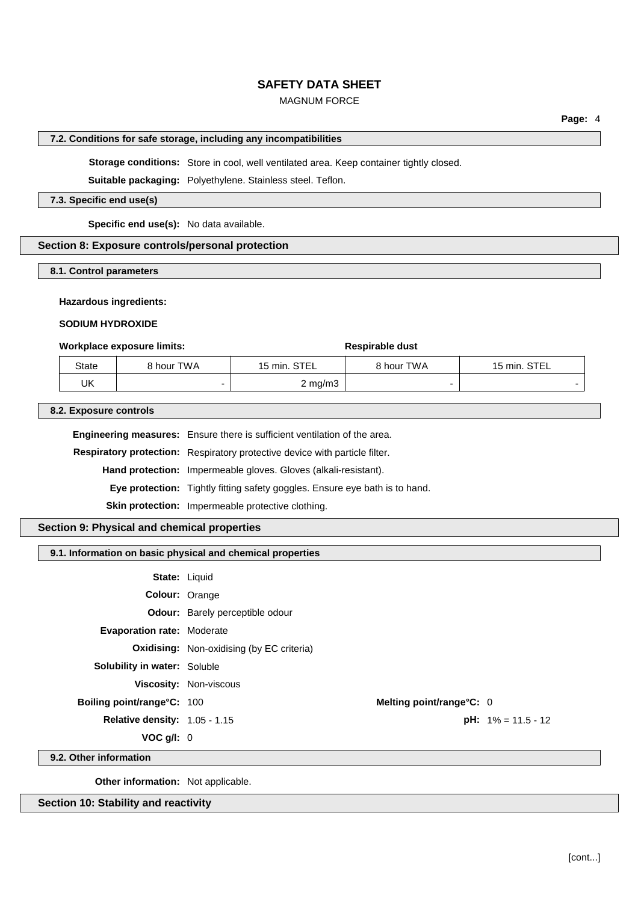### 7.2. Conditions for safe storage, including any incompatibilities

**Storage conditions:** Store in cool, well ventilated area. Keep container tightly closed.

**Suitable packaging:** Polyethylene. Stainless steel. Teflon.

### 7.3. Specific end use(s)

**Specific end use(s):** No data available.

## Section 8: Exposure controls/personal protection

### 8.1. Control parameters

**Hazardous ingredients:**

**SODIUM HYDROXIDE**

| Workplace exposure limits: | | | Respirable dust | |
|---|---|---|---|---|
| State | 8 hour TWA | 15 min. STEL | 8 hour TWA | 15 min. STEL |
| UK | - | 2 mg/m3 | - | - |

### 8.2. Exposure controls

**Engineering measures:** Ensure there is sufficient ventilation of the area.

**Respiratory protection:** Respiratory protective device with particle filter.

**Hand protection:** Impermeable gloves. Gloves (alkali-resistant).

**Eye protection:** Tightly fitting safety goggles. Ensure eye bath is to hand.

**Skin protection:** Impermeable protective clothing.

## Section 9: Physical and chemical properties

### 9.1. Information on basic physical and chemical properties

**State:** Liquid

**Colour:** Orange

**Odour:** Barely perceptible odour

**Evaporation rate:** Moderate

**Oxidising:** Non-oxidising (by EC criteria)

**Solubility in water:** Soluble

**Viscosity:** Non-viscous

**Boiling point/range°C:** 100

**Melting point/range°C:** 0

**Relative density:** 1.05 - 1.15

**pH:** 1% = 11.5 - 12

**VOC g/l:** 0

### 9.2. Other information

**Other information:** Not applicable.

## Section 10: Stability and reactivity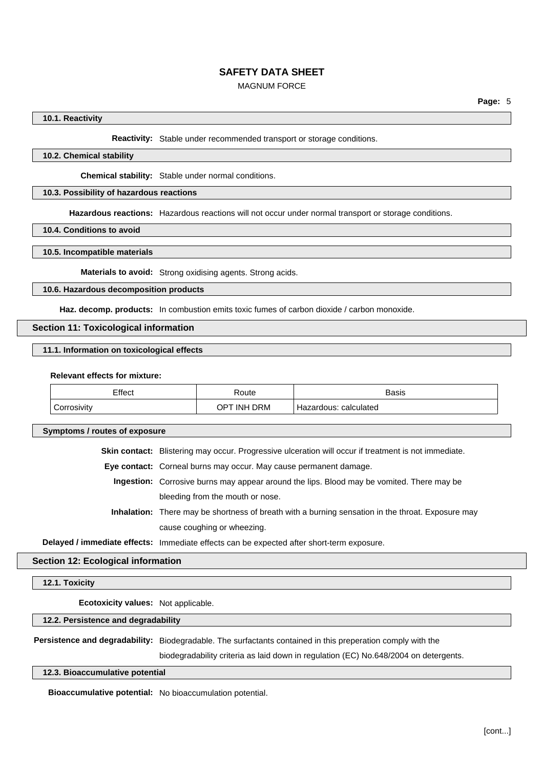### 10.1. Reactivity

**Reactivity:** Stable under recommended transport or storage conditions.

### 10.2. Chemical stability

**Chemical stability:** Stable under normal conditions.

### 10.3. Possibility of hazardous reactions

**Hazardous reactions:** Hazardous reactions will not occur under normal transport or storage conditions.

### 10.4. Conditions to avoid

### 10.5. Incompatible materials

**Materials to avoid:** Strong oxidising agents. Strong acids.

### 10.6. Hazardous decomposition products

**Haz. decomp. products:** In combustion emits toxic fumes of carbon dioxide / carbon monoxide.

## Section 11: Toxicological information

### 11.1. Information on toxicological effects

**Relevant effects for mixture:**

| Effect | Route | Basis |
| --- | --- | --- |
| Corrosivity | OPT INH DRM | Hazardous: calculated |

### Symptoms / routes of exposure

**Skin contact:** Blistering may occur. Progressive ulceration will occur if treatment is not immediate.

**Eye contact:** Corneal burns may occur. May cause permanent damage.

**Ingestion:** Corrosive burns may appear around the lips. Blood may be vomited. There may be bleeding from the mouth or nose.

**Inhalation:** There may be shortness of breath with a burning sensation in the throat. Exposure may cause coughing or wheezing.

**Delayed / immediate effects:** Immediate effects can be expected after short-term exposure.

## Section 12: Ecological information

### 12.1. Toxicity

**Ecotoxicity values:** Not applicable.

### 12.2. Persistence and degradability

**Persistence and degradability:** Biodegradable. The surfactants contained in this preperation comply with the biodegradability criteria as laid down in regulation (EC) No.648/2004 on detergents.

### 12.3. Bioaccumulative potential

**Bioaccumulative potential:** No bioaccumulation potential.

[cont...]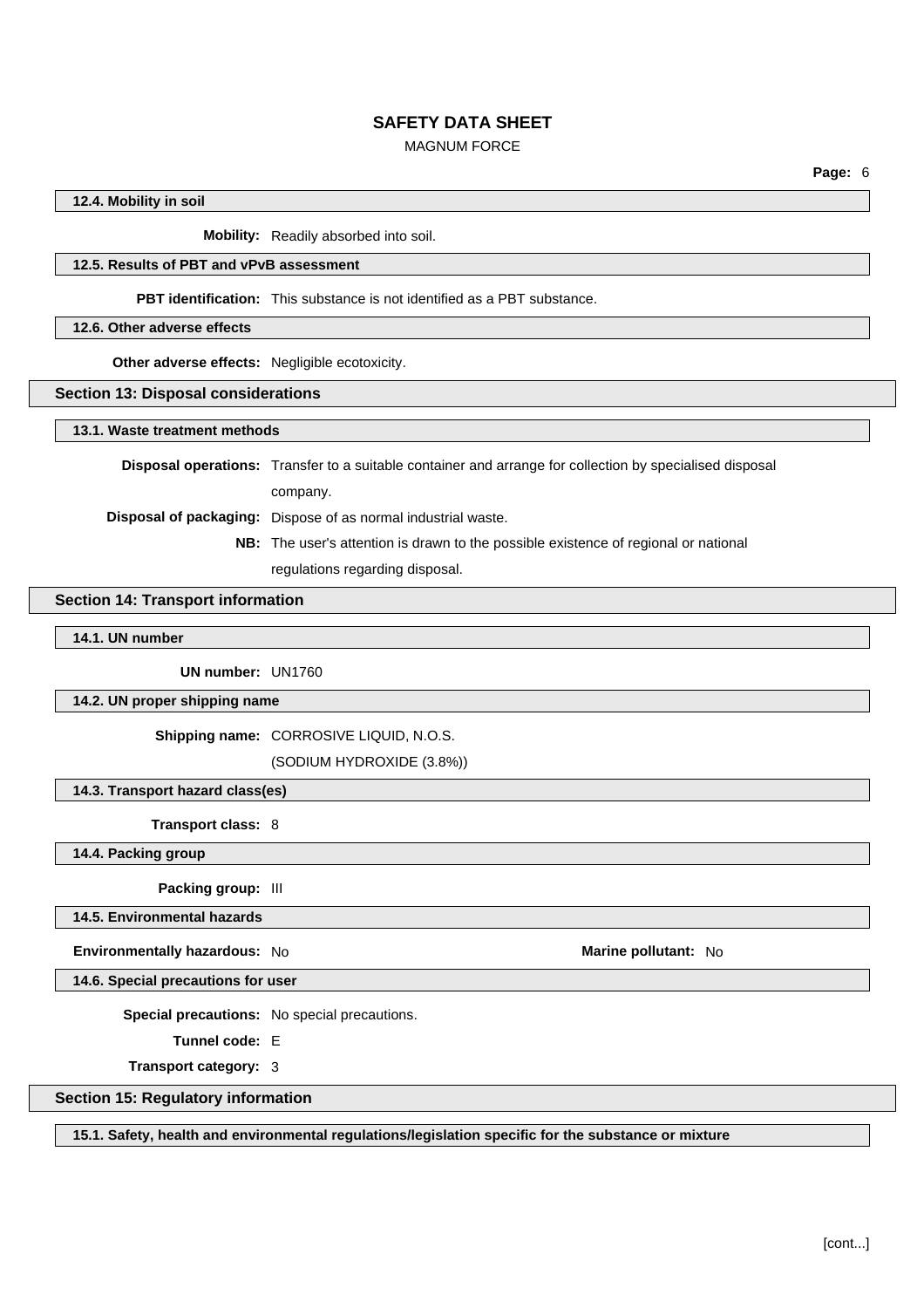#### 12.4. Mobility in soil

**Mobility:** Readily absorbed into soil.

#### 12.5. Results of PBT and vPvB assessment

**PBT identification:** This substance is not identified as a PBT substance.

#### 12.6. Other adverse effects

**Other adverse effects:** Negligible ecotoxicity.

## Section 13: Disposal considerations

#### 13.1. Waste treatment methods

**Disposal operations:** Transfer to a suitable container and arrange for collection by specialised disposal company.

**Disposal of packaging:** Dispose of as normal industrial waste.

**NB:** The user's attention is drawn to the possible existence of regional or national regulations regarding disposal.

## Section 14: Transport information

#### 14.1. UN number

**UN number:** UN1760

#### 14.2. UN proper shipping name

**Shipping name:** CORROSIVE LIQUID, N.O.S. (SODIUM HYDROXIDE (3.8%))

#### 14.3. Transport hazard class(es)

**Transport class:** 8

#### 14.4. Packing group

**Packing group:** III

#### 14.5. Environmental hazards

**Environmentally hazardous:** No

**Marine pollutant:** No

#### 14.6. Special precautions for user

**Special precautions:** No special precautions.

**Tunnel code:** E

**Transport category:** 3

## Section 15: Regulatory information

#### 15.1. Safety, health and environmental regulations/legislation specific for the substance or mixture

[cont...]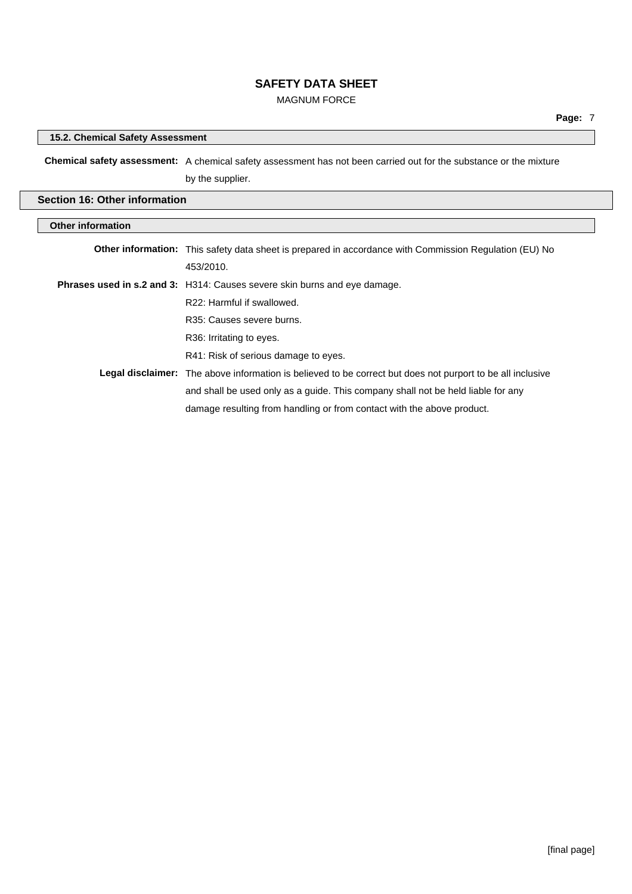### 15.2. Chemical Safety Assessment

**Chemical safety assessment:** A chemical safety assessment has not been carried out for the substance or the mixture by the supplier.

## Section 16: Other information

### Other information

**Other information:** This safety data sheet is prepared in accordance with Commission Regulation (EU) No 453/2010.

**Phrases used in s.2 and 3:** H314: Causes severe skin burns and eye damage.

R22: Harmful if swallowed.

R35: Causes severe burns.

R36: Irritating to eyes.

R41: Risk of serious damage to eyes.

**Legal disclaimer:** The above information is believed to be correct but does not purport to be all inclusive and shall be used only as a guide. This company shall not be held liable for any damage resulting from handling or from contact with the above product.

[final page]